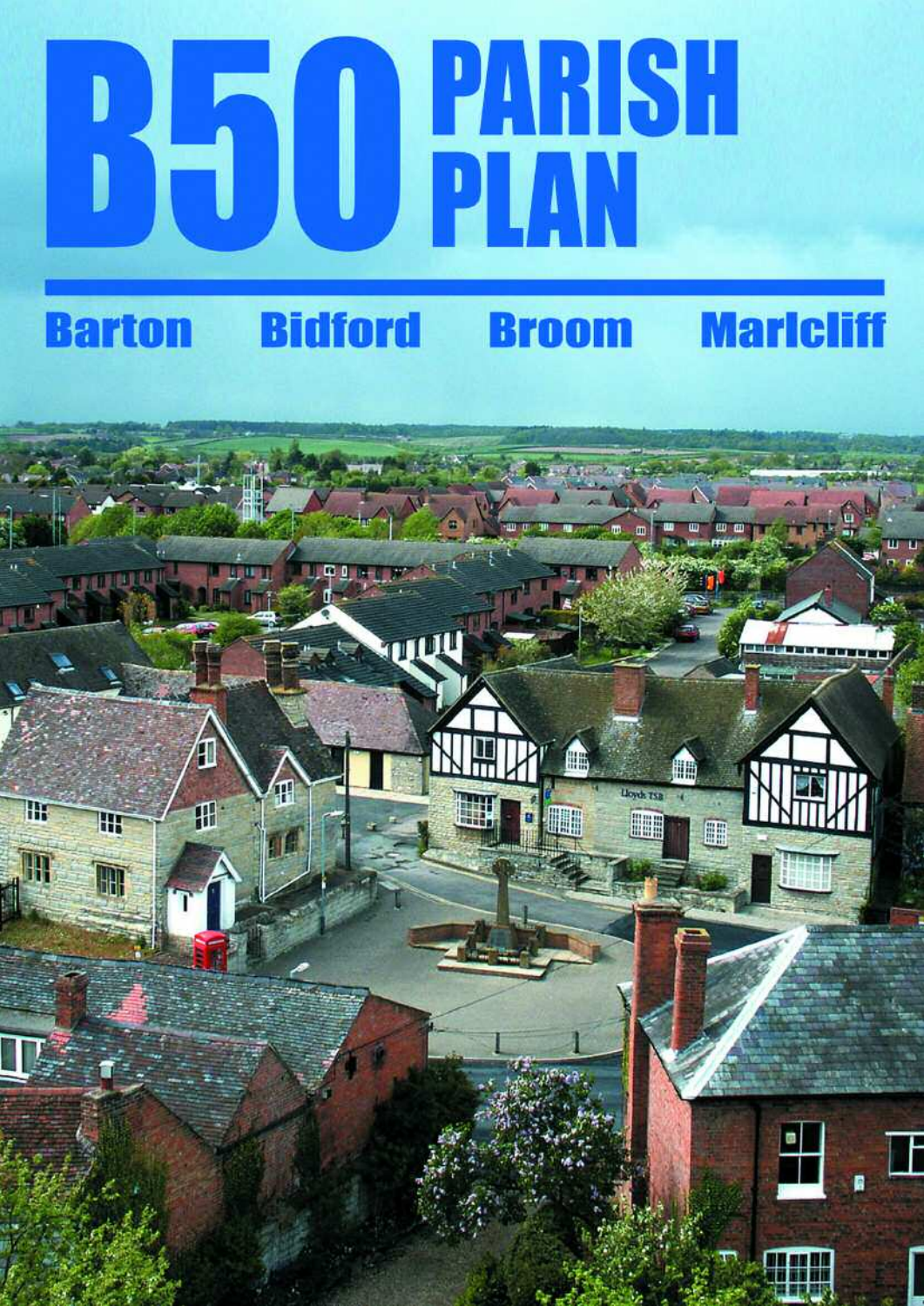# B50 PARISH PLAN

**Barton Bidford Broom Marlcliff**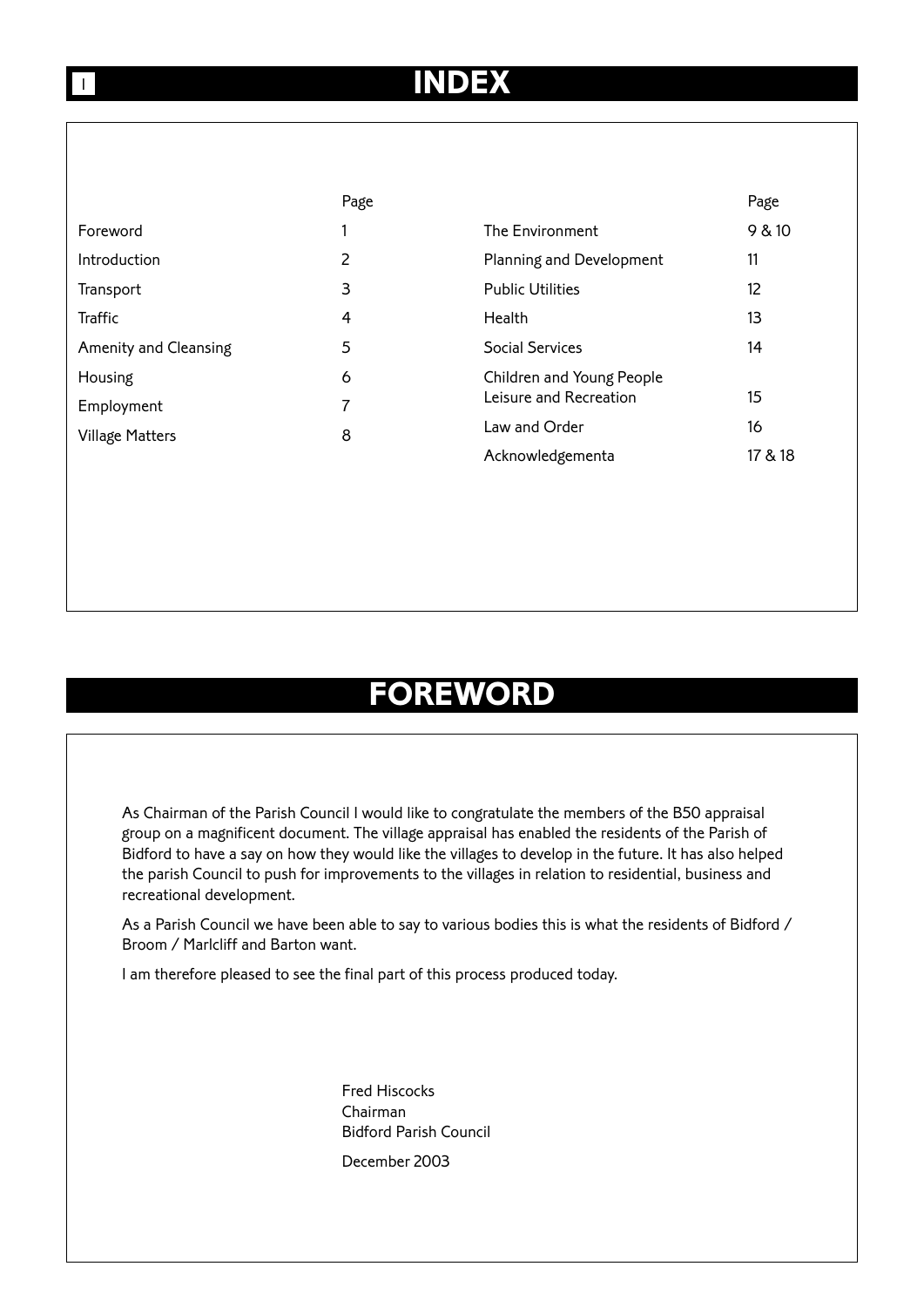# INDEX

| | Page | | Page |
|---|---|---|---|
| Foreword | 1 | The Environment | 9 & 10 |
| Introduction | 2 | Planning and Development | 11 |
| Transport | 3 | Public Utilities | 12 |
| Traffic | 4 | Health | 13 |
| Amenity and Cleansing | 5 | Social Services | 14 |
| Housing | 6 | Children and Young People Leisure and Recreation | 15 |
| Employment | 7 | Law and Order | 16 |
| Village Matters | 8 | Acknowledgementa | 17 & 18 |

# FOREWORD

As Chairman of the Parish Council I would like to congratulate the members of the B50 appraisal group on a magnificent document. The village appraisal has enabled the residents of the Parish of Bidford to have a say on how they would like the villages to develop in the future. It has also helped the parish Council to push for improvements to the villages in relation to residential, business and recreational development.

As a Parish Council we have been able to say to various bodies this is what the residents of Bidford / Broom / Marlcliff and Barton want.

I am therefore pleased to see the final part of this process produced today.

Fred Hiscocks
Chairman
Bidford Parish Council

December 2003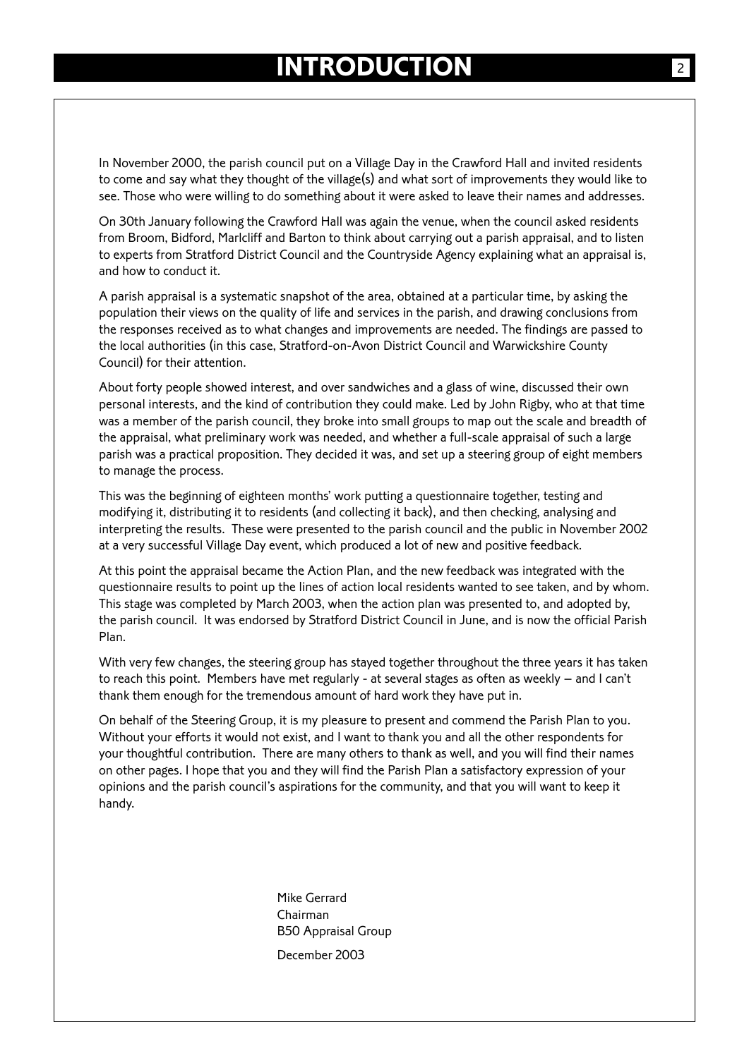# INTRODUCTION

In November 2000, the parish council put on a Village Day in the Crawford Hall and invited residents to come and say what they thought of the village(s) and what sort of improvements they would like to see. Those who were willing to do something about it were asked to leave their names and addresses.

On 30th January following the Crawford Hall was again the venue, when the council asked residents from Broom, Bidford, Marlcliff and Barton to think about carrying out a parish appraisal, and to listen to experts from Stratford District Council and the Countryside Agency explaining what an appraisal is, and how to conduct it.

A parish appraisal is a systematic snapshot of the area, obtained at a particular time, by asking the population their views on the quality of life and services in the parish, and drawing conclusions from the responses received as to what changes and improvements are needed. The findings are passed to the local authorities (in this case, Stratford-on-Avon District Council and Warwickshire County Council) for their attention.

About forty people showed interest, and over sandwiches and a glass of wine, discussed their own personal interests, and the kind of contribution they could make. Led by John Rigby, who at that time was a member of the parish council, they broke into small groups to map out the scale and breadth of the appraisal, what preliminary work was needed, and whether a full-scale appraisal of such a large parish was a practical proposition. They decided it was, and set up a steering group of eight members to manage the process.

This was the beginning of eighteen months' work putting a questionnaire together, testing and modifying it, distributing it to residents (and collecting it back), and then checking, analysing and interpreting the results. These were presented to the parish council and the public in November 2002 at a very successful Village Day event, which produced a lot of new and positive feedback.

At this point the appraisal became the Action Plan, and the new feedback was integrated with the questionnaire results to point up the lines of action local residents wanted to see taken, and by whom. This stage was completed by March 2003, when the action plan was presented to, and adopted by, the parish council. It was endorsed by Stratford District Council in June, and is now the official Parish Plan.

With very few changes, the steering group has stayed together throughout the three years it has taken to reach this point. Members have met regularly - at several stages as often as weekly – and I can't thank them enough for the tremendous amount of hard work they have put in.

On behalf of the Steering Group, it is my pleasure to present and commend the Parish Plan to you. Without your efforts it would not exist, and I want to thank you and all the other respondents for your thoughtful contribution. There are many others to thank as well, and you will find their names on other pages. I hope that you and they will find the Parish Plan a satisfactory expression of your opinions and the parish council's aspirations for the community, and that you will want to keep it handy.

Mike Gerrard
Chairman
B50 Appraisal Group

December 2003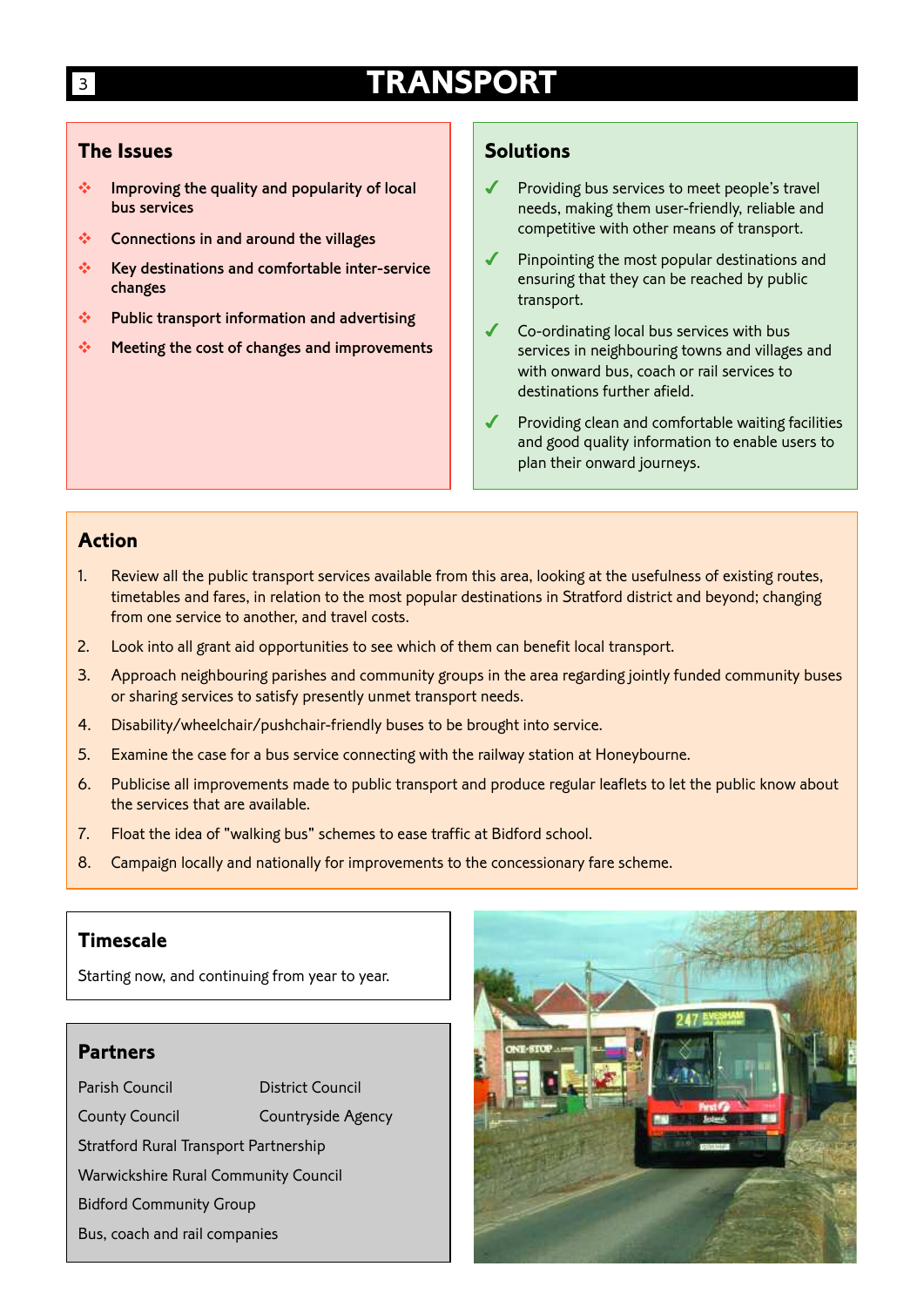# TRANSPORT

## The Issues

- **Improving the quality and popularity of local bus services**
- **Connections in and around the villages**
- **Key destinations and comfortable inter-service changes**
- **Public transport information and advertising**
- **Meeting the cost of changes and improvements**

## Solutions

- ✓ Providing bus services to meet people's travel needs, making them user-friendly, reliable and competitive with other means of transport.
- ✓ Pinpointing the most popular destinations and ensuring that they can be reached by public transport.
- ✓ Co-ordinating local bus services with bus services in neighbouring towns and villages and with onward bus, coach or rail services to destinations further afield.
- ✓ Providing clean and comfortable waiting facilities and good quality information to enable users to plan their onward journeys.

## Action

1. Review all the public transport services available from this area, looking at the usefulness of existing routes, timetables and fares, in relation to the most popular destinations in Stratford district and beyond; changing from one service to another, and travel costs.
2. Look into all grant aid opportunities to see which of them can benefit local transport.
3. Approach neighbouring parishes and community groups in the area regarding jointly funded community buses or sharing services to satisfy presently unmet transport needs.
4. Disability/wheelchair/pushchair-friendly buses to be brought into service.
5. Examine the case for a bus service connecting with the railway station at Honeybourne.
6. Publicise all improvements made to public transport and produce regular leaflets to let the public know about the services that are available.
7. Float the idea of "walking bus" schemes to ease traffic at Bidford school.
8. Campaign locally and nationally for improvements to the concessionary fare scheme.

## Timescale

Starting now, and continuing from year to year.

## Partners

- Parish Council
- District Council
- County Council
- Countryside Agency
- Stratford Rural Transport Partnership
- Warwickshire Rural Community Council
- Bidford Community Group
- Bus, coach and rail companies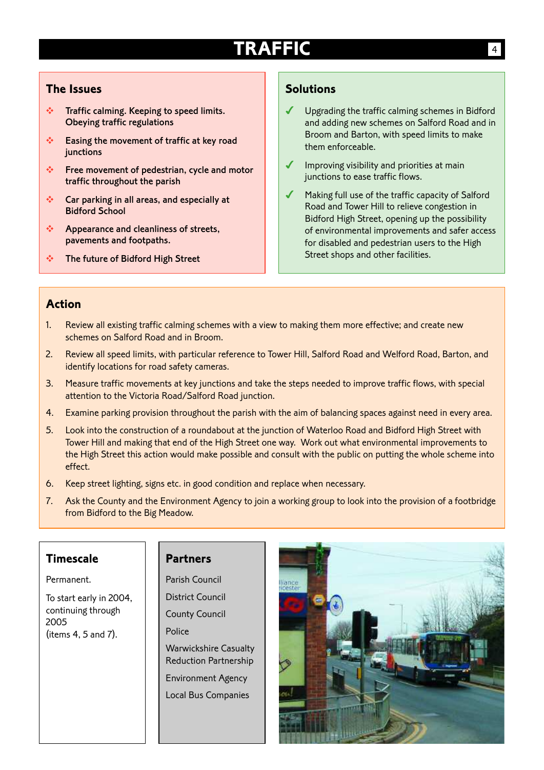# TRAFFIC

## The Issues

- Traffic calming. Keeping to speed limits. Obeying traffic regulations
- Easing the movement of traffic at key road junctions
- Free movement of pedestrian, cycle and motor traffic throughout the parish
- Car parking in all areas, and especially at Bidford School
- Appearance and cleanliness of streets, pavements and footpaths.
- The future of Bidford High Street

## Solutions

- ✓ Upgrading the traffic calming schemes in Bidford and adding new schemes on Salford Road and in Broom and Barton, with speed limits to make them enforceable.
- ✓ Improving visibility and priorities at main junctions to ease traffic flows.
- ✓ Making full use of the traffic capacity of Salford Road and Tower Hill to relieve congestion in Bidford High Street, opening up the possibility of environmental improvements and safer access for disabled and pedestrian users to the High Street shops and other facilities.

## Action

1. Review all existing traffic calming schemes with a view to making them more effective; and create new schemes on Salford Road and in Broom.
2. Review all speed limits, with particular reference to Tower Hill, Salford Road and Welford Road, Barton, and identify locations for road safety cameras.
3. Measure traffic movements at key junctions and take the steps needed to improve traffic flows, with special attention to the Victoria Road/Salford Road junction.
4. Examine parking provision throughout the parish with the aim of balancing spaces against need in every area.
5. Look into the construction of a roundabout at the junction of Waterloo Road and Bidford High Street with Tower Hill and making that end of the High Street one way. Work out what environmental improvements to the High Street this action would make possible and consult with the public on putting the whole scheme into effect.
6. Keep street lighting, signs etc. in good condition and replace when necessary.
7. Ask the County and the Environment Agency to join a working group to look into the provision of a footbridge from Bidford to the Big Meadow.

## Timescale

Permanent.

To start early in 2004, continuing through 2005 (items 4, 5 and 7).

## Partners

Parish Council

District Council

County Council

Police

Warwickshire Casualty Reduction Partnership

Environment Agency

Local Bus Companies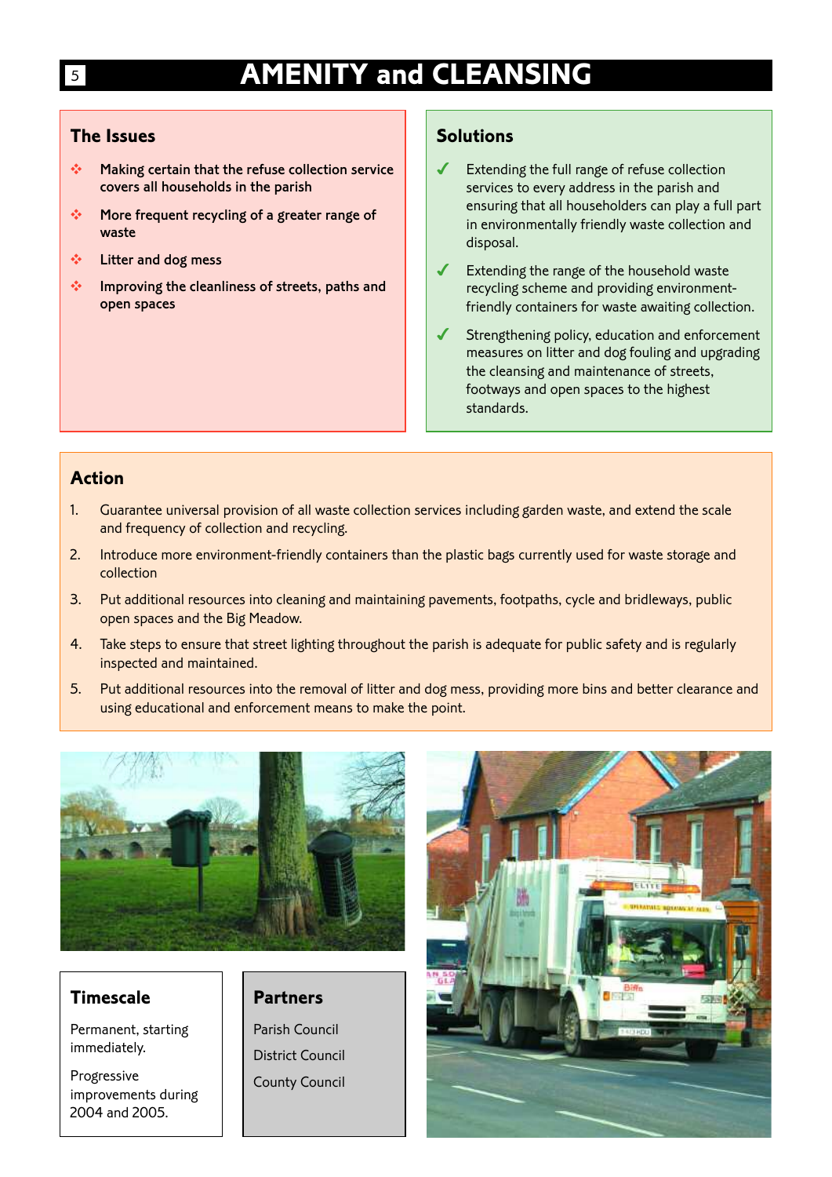# AMENITY and CLEANSING

## The Issues

- Making certain that the refuse collection service covers all households in the parish
- More frequent recycling of a greater range of waste
- Litter and dog mess
- Improving the cleanliness of streets, paths and open spaces

## Solutions

- ✓ Extending the full range of refuse collection services to every address in the parish and ensuring that all householders can play a full part in environmentally friendly waste collection and disposal.
- ✓ Extending the range of the household waste recycling scheme and providing environment-friendly containers for waste awaiting collection.
- ✓ Strengthening policy, education and enforcement measures on litter and dog fouling and upgrading the cleansing and maintenance of streets, footways and open spaces to the highest standards.

## Action

1. Guarantee universal provision of all waste collection services including garden waste, and extend the scale and frequency of collection and recycling.
2. Introduce more environment-friendly containers than the plastic bags currently used for waste storage and collection
3. Put additional resources into cleaning and maintaining pavements, footpaths, cycle and bridleways, public open spaces and the Big Meadow.
4. Take steps to ensure that street lighting throughout the parish is adequate for public safety and is regularly inspected and maintained.
5. Put additional resources into the removal of litter and dog mess, providing more bins and better clearance and using educational and enforcement means to make the point.

## Timescale

Permanent, starting immediately.

Progressive improvements during 2004 and 2005.

## Partners

Parish Council

District Council

County Council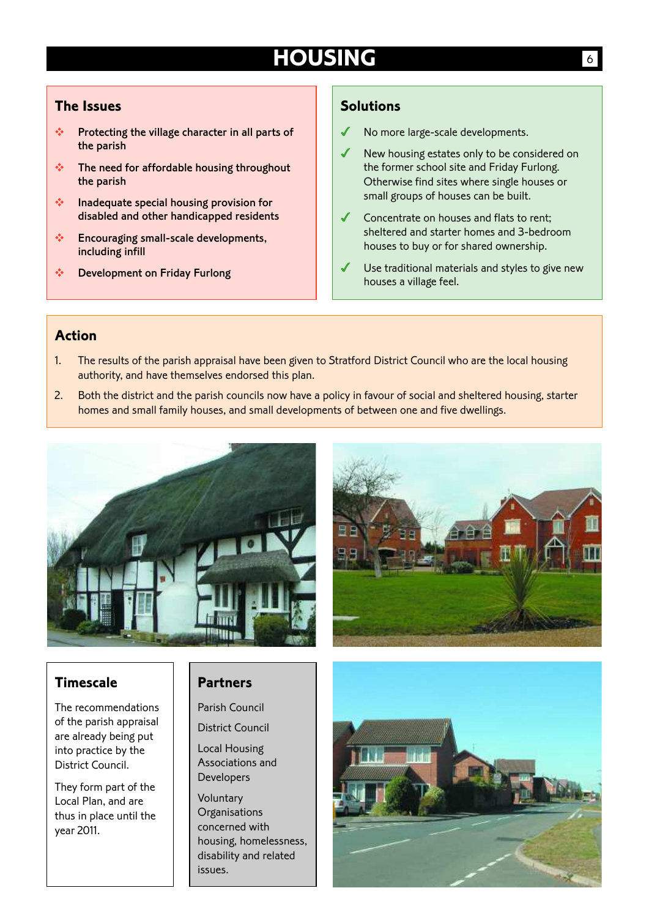# HOUSING

## The Issues

- Protecting the village character in all parts of the parish
- The need for affordable housing throughout the parish
- Inadequate special housing provision for disabled and other handicapped residents
- Encouraging small-scale developments, including infill
- Development on Friday Furlong

## Solutions

- ✓ No more large-scale developments.
- ✓ New housing estates only to be considered on the former school site and Friday Furlong. Otherwise find sites where single houses or small groups of houses can be built.
- ✓ Concentrate on houses and flats to rent; sheltered and starter homes and 3-bedroom houses to buy or for shared ownership.
- ✓ Use traditional materials and styles to give new houses a village feel.

## Action

1. The results of the parish appraisal have been given to Stratford District Council who are the local housing authority, and have themselves endorsed this plan.
2. Both the district and the parish councils now have a policy in favour of social and sheltered housing, starter homes and small family houses, and small developments of between one and five dwellings.

## Timescale

The recommendations of the parish appraisal are already being put into practice by the District Council.

They form part of the Local Plan, and are thus in place until the year 2011.

## Partners

Parish Council

District Council

Local Housing Associations and Developers

Voluntary Organisations concerned with housing, homelessness, disability and related issues.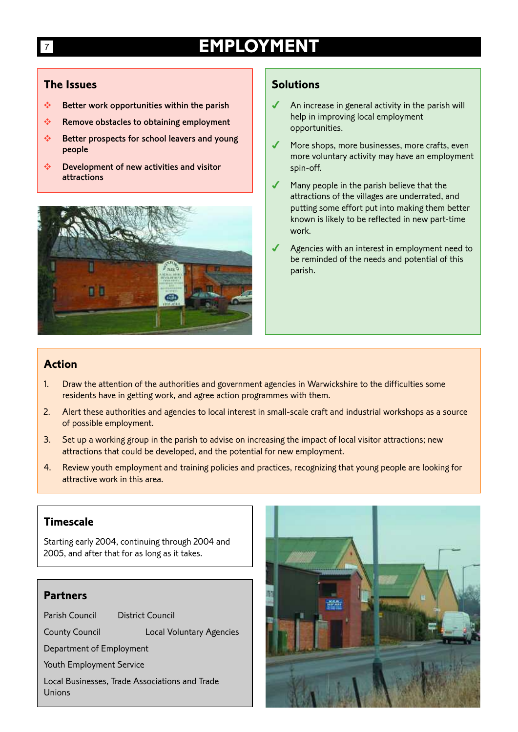# EMPLOYMENT

## The Issues

- Better work opportunities within the parish
- Remove obstacles to obtaining employment
- Better prospects for school leavers and young people
- Development of new activities and visitor attractions

## Solutions

- An increase in general activity in the parish will help in improving local employment opportunities.
- More shops, more businesses, more crafts, even more voluntary activity may have an employment spin-off.
- Many people in the parish believe that the attractions of the villages are underrated, and putting some effort put into making them better known is likely to be reflected in new part-time work.
- Agencies with an interest in employment need to be reminded of the needs and potential of this parish.

## Action

1. Draw the attention of the authorities and government agencies in Warwickshire to the difficulties some residents have in getting work, and agree action programmes with them.
2. Alert these authorities and agencies to local interest in small-scale craft and industrial workshops as a source of possible employment.
3. Set up a working group in the parish to advise on increasing the impact of local visitor attractions; new attractions that could be developed, and the potential for new employment.
4. Review youth employment and training policies and practices, recognizing that young people are looking for attractive work in this area.

## Timescale

Starting early 2004, continuing through 2004 and 2005, and after that for as long as it takes.

## Partners

Parish Council
District Council
County Council
Local Voluntary Agencies
Department of Employment
Youth Employment Service
Local Businesses, Trade Associations and Trade Unions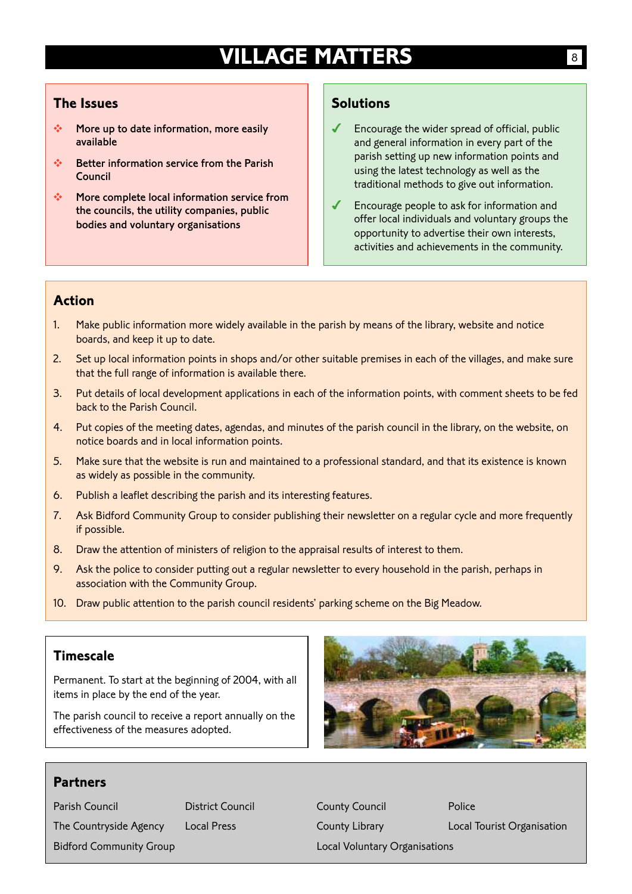# VILLAGE MATTERS

## The Issues

- **More up to date information, more easily available**
- **Better information service from the Parish Council**
- **More complete local information service from the councils, the utility companies, public bodies and voluntary organisations**

## Solutions

- ✓ Encourage the wider spread of official, public and general information in every part of the parish setting up new information points and using the latest technology as well as the traditional methods to give out information.
- ✓ Encourage people to ask for information and offer local individuals and voluntary groups the opportunity to advertise their own interests, activities and achievements in the community.

## Action

1. Make public information more widely available in the parish by means of the library, website and notice boards, and keep it up to date.
2. Set up local information points in shops and/or other suitable premises in each of the villages, and make sure that the full range of information is available there.
3. Put details of local development applications in each of the information points, with comment sheets to be fed back to the Parish Council.
4. Put copies of the meeting dates, agendas, and minutes of the parish council in the library, on the website, on notice boards and in local information points.
5. Make sure that the website is run and maintained to a professional standard, and that its existence is known as widely as possible in the community.
6. Publish a leaflet describing the parish and its interesting features.
7. Ask Bidford Community Group to consider publishing their newsletter on a regular cycle and more frequently if possible.
8. Draw the attention of ministers of religion to the appraisal results of interest to them.
9. Ask the police to consider putting out a regular newsletter to every household in the parish, perhaps in association with the Community Group.
10. Draw public attention to the parish council residents' parking scheme on the Big Meadow.

## Timescale

Permanent. To start at the beginning of 2004, with all items in place by the end of the year.

The parish council to receive a report annually on the effectiveness of the measures adopted.

## Partners

| | | | |
|---|---|---|---|
| Parish Council | District Council | County Council | Police |
| The Countryside Agency | Local Press | County Library | Local Tourist Organisation |
| Bidford Community Group | | Local Voluntary Organisations | |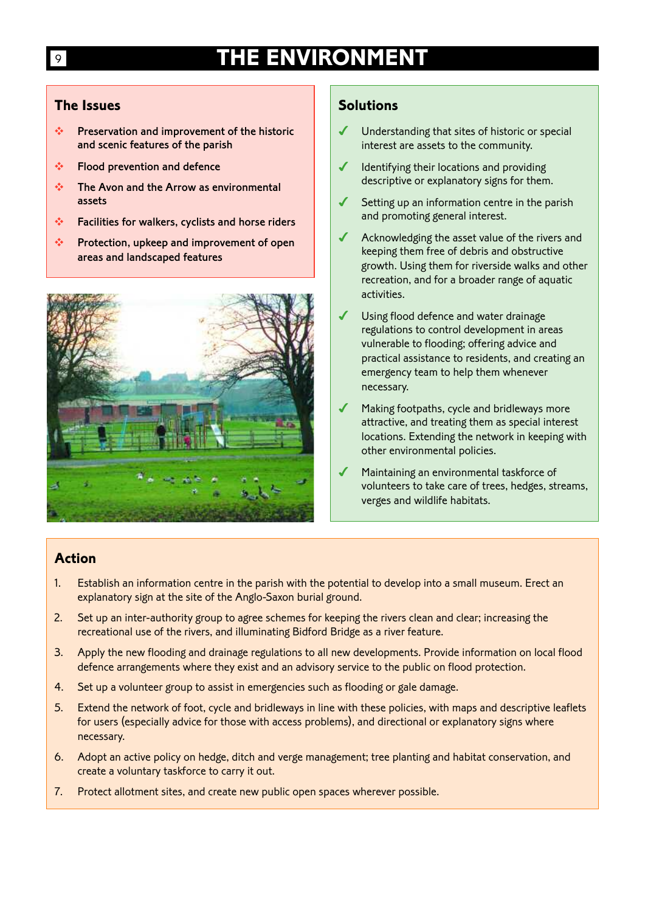# THE ENVIRONMENT

## The Issues

- Preservation and improvement of the historic and scenic features of the parish
- Flood prevention and defence
- The Avon and the Arrow as environmental assets
- Facilities for walkers, cyclists and horse riders
- Protection, upkeep and improvement of open areas and landscaped features

## Solutions

- ✓ Understanding that sites of historic or special interest are assets to the community.
- ✓ Identifying their locations and providing descriptive or explanatory signs for them.
- ✓ Setting up an information centre in the parish and promoting general interest.
- ✓ Acknowledging the asset value of the rivers and keeping them free of debris and obstructive growth. Using them for riverside walks and other recreation, and for a broader range of aquatic activities.
- ✓ Using flood defence and water drainage regulations to control development in areas vulnerable to flooding; offering advice and practical assistance to residents, and creating an emergency team to help them whenever necessary.
- ✓ Making footpaths, cycle and bridleways more attractive, and treating them as special interest locations. Extending the network in keeping with other environmental policies.
- ✓ Maintaining an environmental taskforce of volunteers to take care of trees, hedges, streams, verges and wildlife habitats.

## Action

1. Establish an information centre in the parish with the potential to develop into a small museum. Erect an explanatory sign at the site of the Anglo-Saxon burial ground.
2. Set up an inter-authority group to agree schemes for keeping the rivers clean and clear; increasing the recreational use of the rivers, and illuminating Bidford Bridge as a river feature.
3. Apply the new flooding and drainage regulations to all new developments. Provide information on local flood defence arrangements where they exist and an advisory service to the public on flood protection.
4. Set up a volunteer group to assist in emergencies such as flooding or gale damage.
5. Extend the network of foot, cycle and bridleways in line with these policies, with maps and descriptive leaflets for users (especially advice for those with access problems), and directional or explanatory signs where necessary.
6. Adopt an active policy on hedge, ditch and verge management; tree planting and habitat conservation, and create a voluntary taskforce to carry it out.
7. Protect allotment sites, and create new public open spaces wherever possible.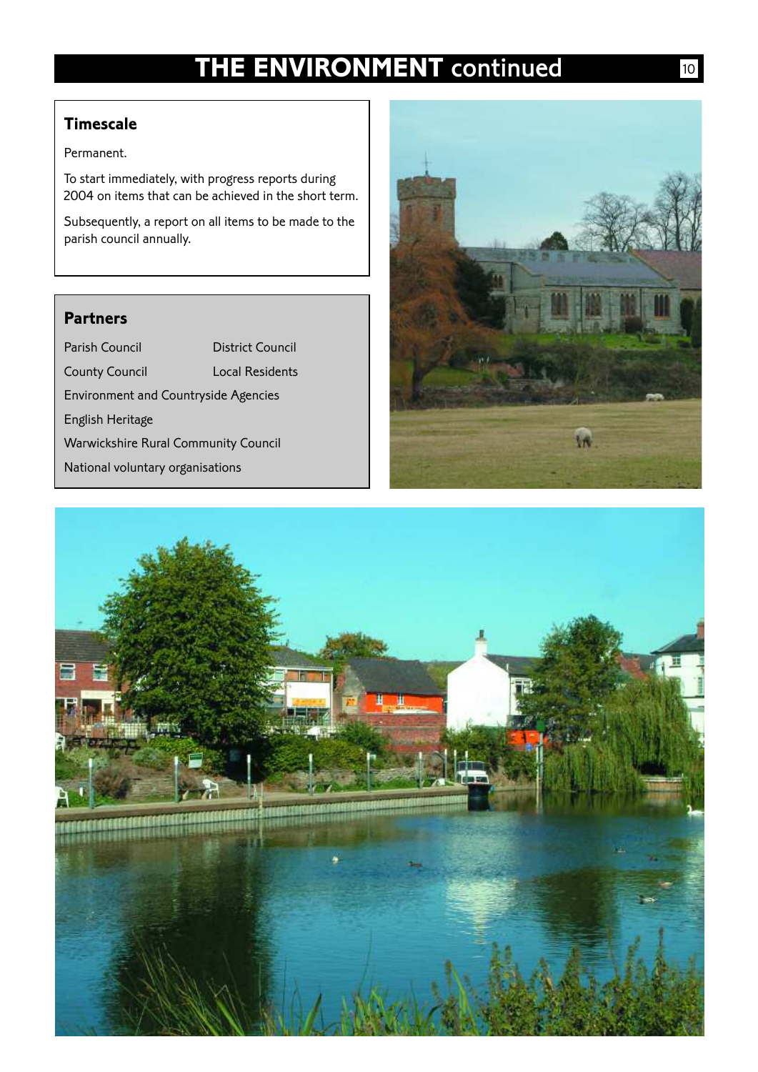# THE ENVIRONMENT continued

### Timescale

Permanent.

To start immediately, with progress reports during 2004 on items that can be achieved in the short term.

Subsequently, a report on all items to be made to the parish council annually.

### Partners

- Parish Council
- District Council
- County Council
- Local Residents
- Environment and Countryside Agencies
- English Heritage
- Warwickshire Rural Community Council
- National voluntary organisations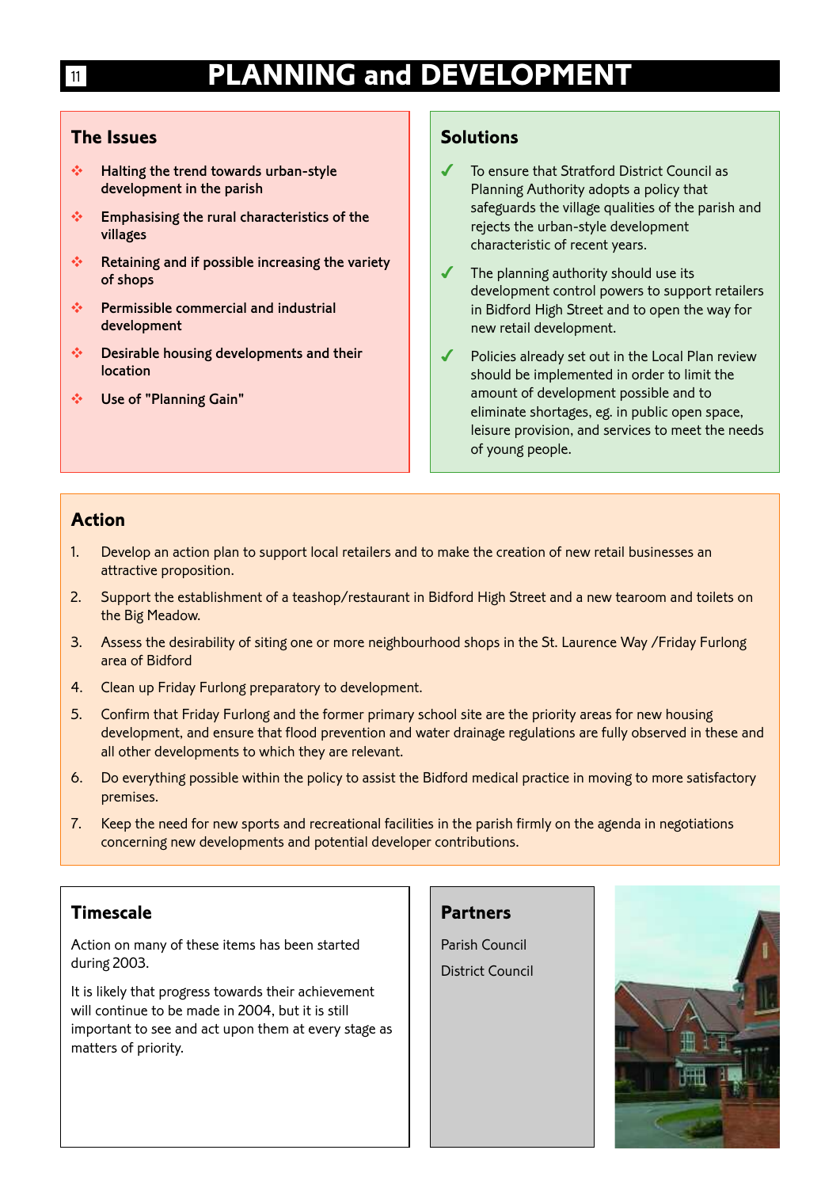# PLANNING and DEVELOPMENT

## The Issues

- Halting the trend towards urban-style development in the parish
- Emphasising the rural characteristics of the villages
- Retaining and if possible increasing the variety of shops
- Permissible commercial and industrial development
- Desirable housing developments and their location
- Use of "Planning Gain"

## Solutions

- ✓ To ensure that Stratford District Council as Planning Authority adopts a policy that safeguards the village qualities of the parish and rejects the urban-style development characteristic of recent years.
- ✓ The planning authority should use its development control powers to support retailers in Bidford High Street and to open the way for new retail development.
- ✓ Policies already set out in the Local Plan review should be implemented in order to limit the amount of development possible and to eliminate shortages, eg. in public open space, leisure provision, and services to meet the needs of young people.

## Action

1. Develop an action plan to support local retailers and to make the creation of new retail businesses an attractive proposition.
2. Support the establishment of a teashop/restaurant in Bidford High Street and a new tearoom and toilets on the Big Meadow.
3. Assess the desirability of siting one or more neighbourhood shops in the St. Laurence Way /Friday Furlong area of Bidford
4. Clean up Friday Furlong preparatory to development.
5. Confirm that Friday Furlong and the former primary school site are the priority areas for new housing development, and ensure that flood prevention and water drainage regulations are fully observed in these and all other developments to which they are relevant.
6. Do everything possible within the policy to assist the Bidford medical practice in moving to more satisfactory premises.
7. Keep the need for new sports and recreational facilities in the parish firmly on the agenda in negotiations concerning new developments and potential developer contributions.

## Timescale

Action on many of these items has been started during 2003.

It is likely that progress towards their achievement will continue to be made in 2004, but it is still important to see and act upon them at every stage as matters of priority.

## Partners

Parish Council

District Council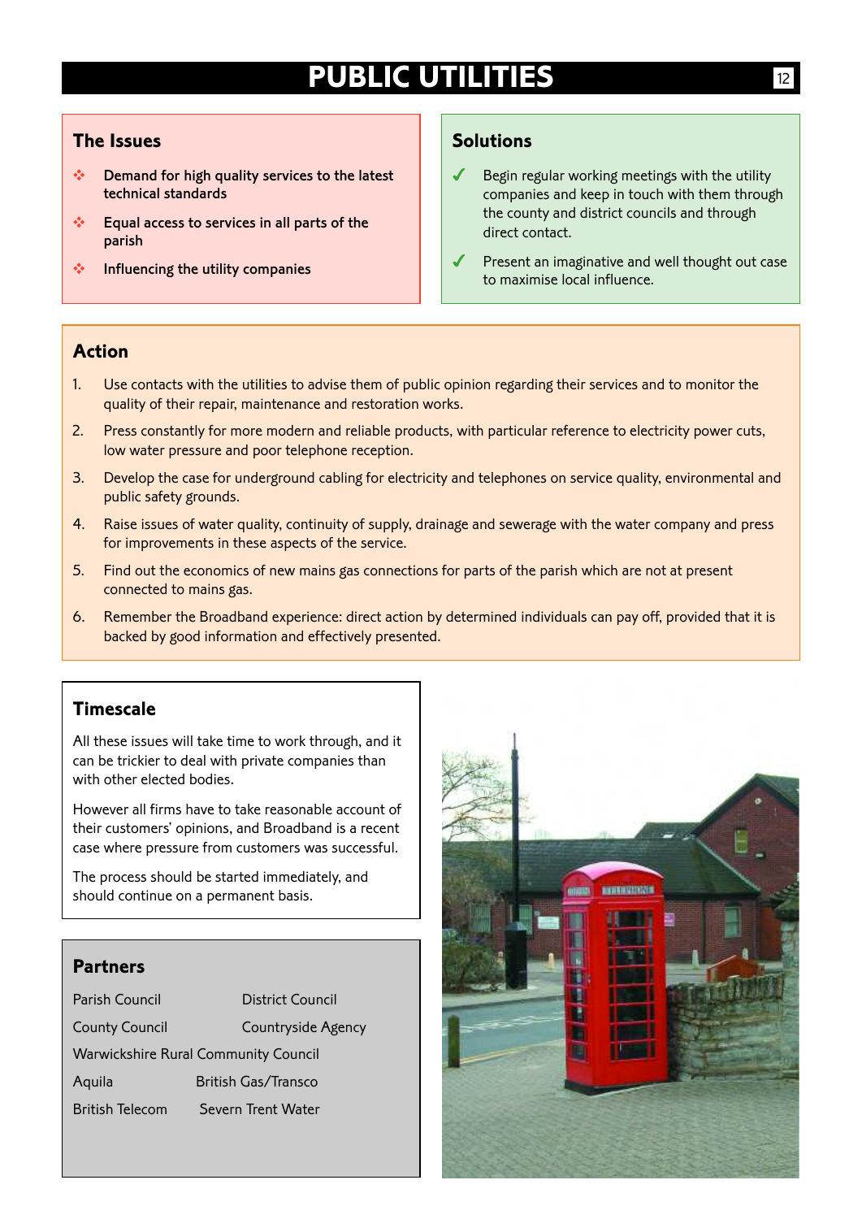# PUBLIC UTILITIES

## The Issues

- **Demand for high quality services to the latest technical standards**
- **Equal access to services in all parts of the parish**
- **Influencing the utility companies**

## Solutions

- ✓ Begin regular working meetings with the utility companies and keep in touch with them through the county and district councils and through direct contact.
- ✓ Present an imaginative and well thought out case to maximise local influence.

## Action

1. Use contacts with the utilities to advise them of public opinion regarding their services and to monitor the quality of their repair, maintenance and restoration works.
2. Press constantly for more modern and reliable products, with particular reference to electricity power cuts, low water pressure and poor telephone reception.
3. Develop the case for underground cabling for electricity and telephones on service quality, environmental and public safety grounds.
4. Raise issues of water quality, continuity of supply, drainage and sewerage with the water company and press for improvements in these aspects of the service.
5. Find out the economics of new mains gas connections for parts of the parish which are not at present connected to mains gas.
6. Remember the Broadband experience: direct action by determined individuals can pay off, provided that it is backed by good information and effectively presented.

## Timescale

All these issues will take time to work through, and it can be trickier to deal with private companies than with other elected bodies.

However all firms have to take reasonable account of their customers' opinions, and Broadband is a recent case where pressure from customers was successful.

The process should be started immediately, and should continue on a permanent basis.

## Partners

Parish Council
District Council
County Council
Countryside Agency
Warwickshire Rural Community Council
Aquila
British Gas/Transco
British Telecom
Severn Trent Water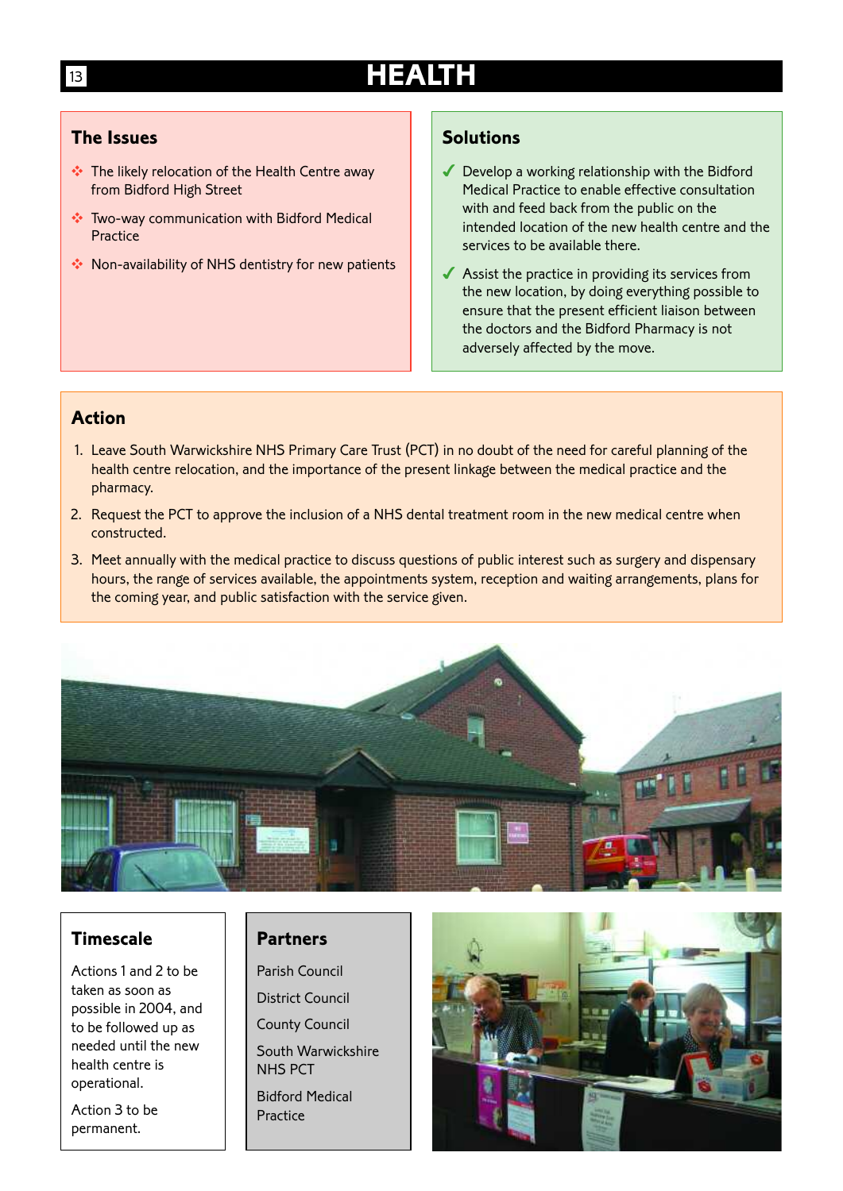# HEALTH

## The Issues

- The likely relocation of the Health Centre away from Bidford High Street
- Two-way communication with Bidford Medical Practice
- Non-availability of NHS dentistry for new patients

## Solutions

- ✓ Develop a working relationship with the Bidford Medical Practice to enable effective consultation with and feed back from the public on the intended location of the new health centre and the services to be available there.
- ✓ Assist the practice in providing its services from the new location, by doing everything possible to ensure that the present efficient liaison between the doctors and the Bidford Pharmacy is not adversely affected by the move.

## Action

1. Leave South Warwickshire NHS Primary Care Trust (PCT) in no doubt of the need for careful planning of the health centre relocation, and the importance of the present linkage between the medical practice and the pharmacy.
2. Request the PCT to approve the inclusion of a NHS dental treatment room in the new medical centre when constructed.
3. Meet annually with the medical practice to discuss questions of public interest such as surgery and dispensary hours, the range of services available, the appointments system, reception and waiting arrangements, plans for the coming year, and public satisfaction with the service given.

## Timescale

Actions 1 and 2 to be taken as soon as possible in 2004, and to be followed up as needed until the new health centre is operational.

Action 3 to be permanent.

## Partners

Parish Council

District Council

County Council

South Warwickshire NHS PCT

Bidford Medical Practice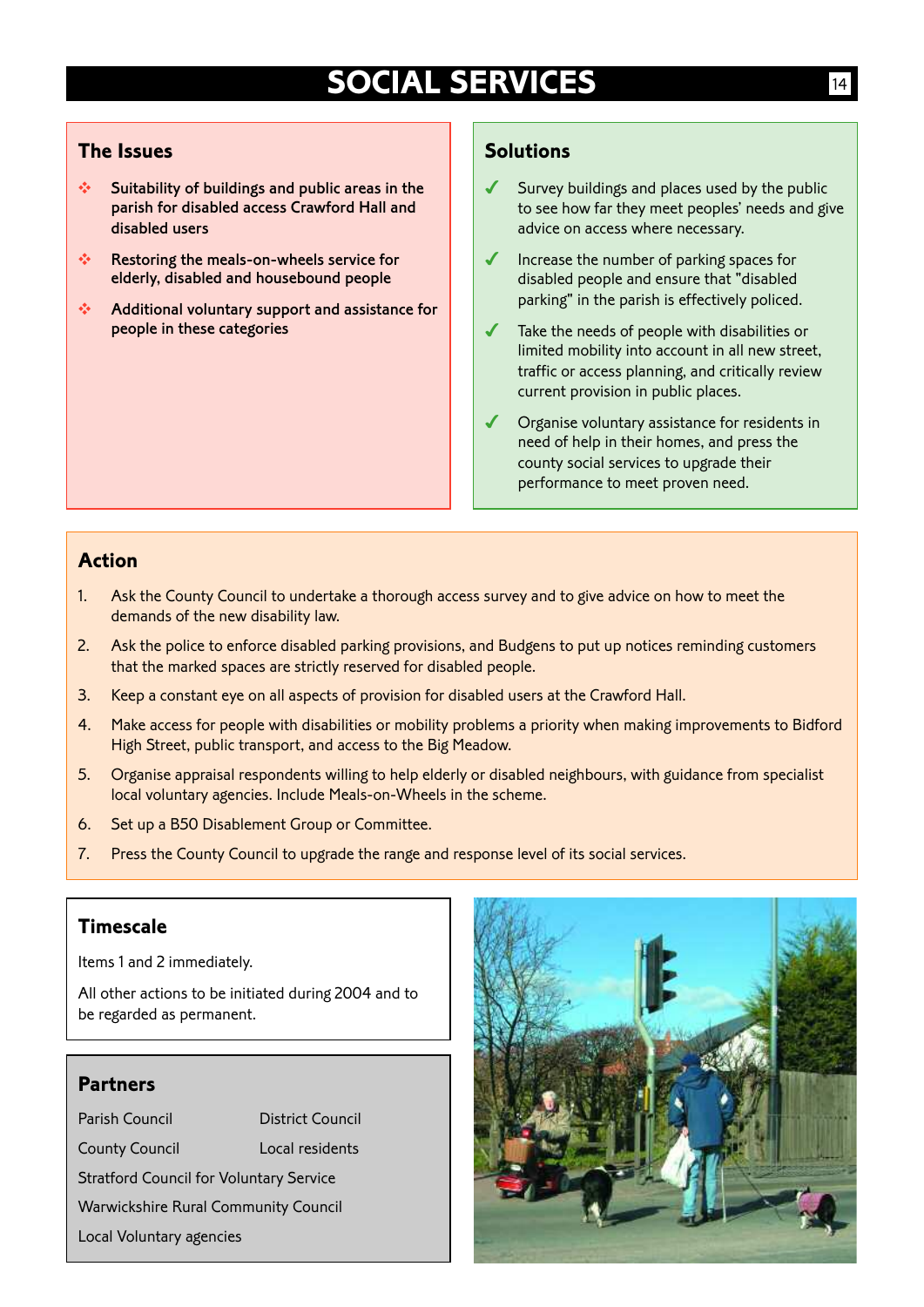# SOCIAL SERVICES

## The Issues

- Suitability of buildings and public areas in the parish for disabled access Crawford Hall and disabled users
- Restoring the meals-on-wheels service for elderly, disabled and housebound people
- Additional voluntary support and assistance for people in these categories

## Solutions

- Survey buildings and places used by the public to see how far they meet peoples' needs and give advice on access where necessary.
- Increase the number of parking spaces for disabled people and ensure that "disabled parking" in the parish is effectively policed.
- Take the needs of people with disabilities or limited mobility into account in all new street, traffic or access planning, and critically review current provision in public places.
- Organise voluntary assistance for residents in need of help in their homes, and press the county social services to upgrade their performance to meet proven need.

## Action

1. Ask the County Council to undertake a thorough access survey and to give advice on how to meet the demands of the new disability law.
2. Ask the police to enforce disabled parking provisions, and Budgens to put up notices reminding customers that the marked spaces are strictly reserved for disabled people.
3. Keep a constant eye on all aspects of provision for disabled users at the Crawford Hall.
4. Make access for people with disabilities or mobility problems a priority when making improvements to Bidford High Street, public transport, and access to the Big Meadow.
5. Organise appraisal respondents willing to help elderly or disabled neighbours, with guidance from specialist local voluntary agencies. Include Meals-on-Wheels in the scheme.
6. Set up a B50 Disablement Group or Committee.
7. Press the County Council to upgrade the range and response level of its social services.

## Timescale

Items 1 and 2 immediately.

All other actions to be initiated during 2004 and to be regarded as permanent.

## Partners

Parish Council
District Council
County Council
Local residents
Stratford Council for Voluntary Service
Warwickshire Rural Community Council
Local Voluntary agencies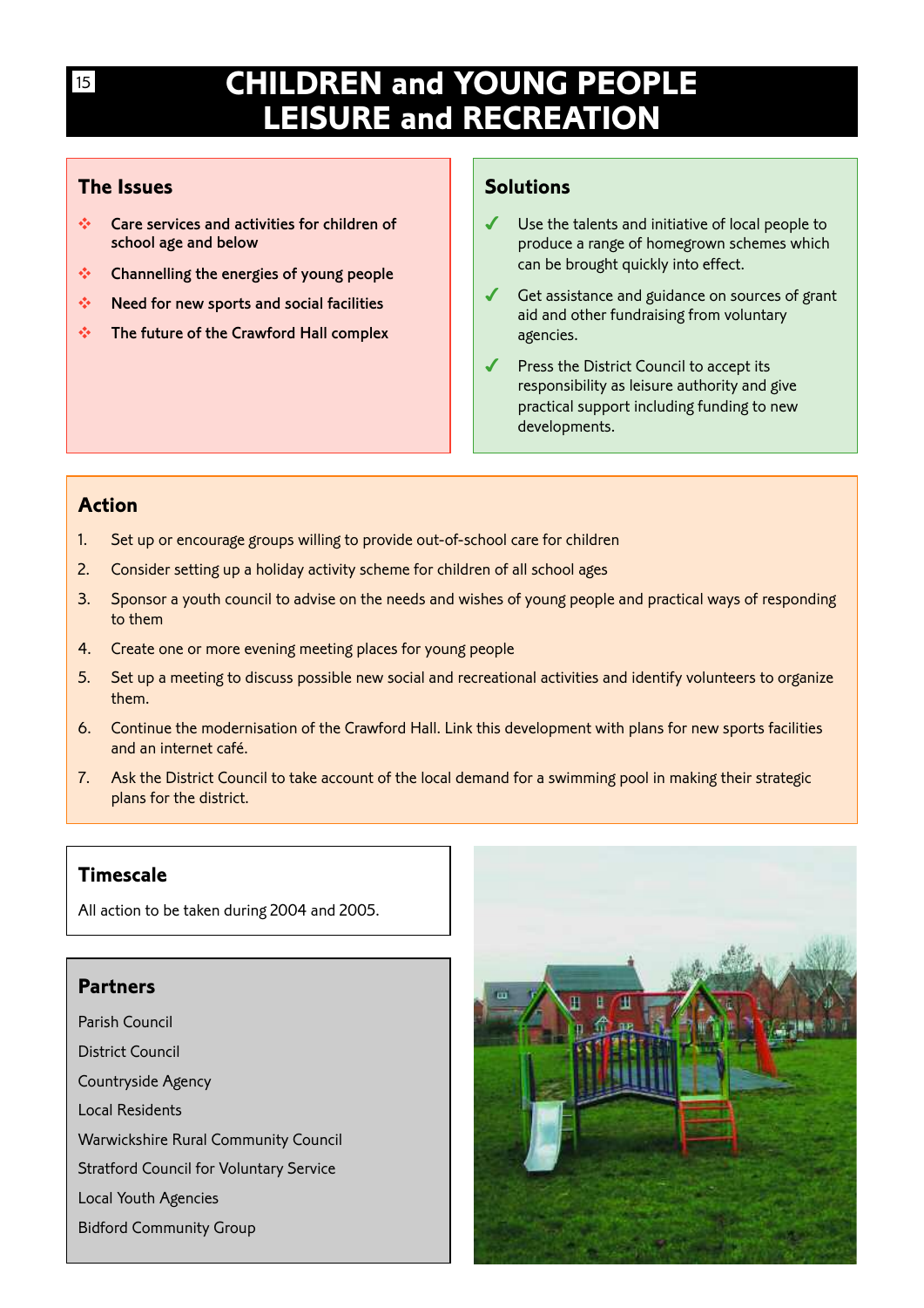# CHILDREN and YOUNG PEOPLE LEISURE and RECREATION

## The Issues

- Care services and activities for children of school age and below
- Channelling the energies of young people
- Need for new sports and social facilities
- The future of the Crawford Hall complex

## Solutions

- ✓ Use the talents and initiative of local people to produce a range of homegrown schemes which can be brought quickly into effect.
- ✓ Get assistance and guidance on sources of grant aid and other fundraising from voluntary agencies.
- ✓ Press the District Council to accept its responsibility as leisure authority and give practical support including funding to new developments.

## Action

1. Set up or encourage groups willing to provide out-of-school care for children
2. Consider setting up a holiday activity scheme for children of all school ages
3. Sponsor a youth council to advise on the needs and wishes of young people and practical ways of responding to them
4. Create one or more evening meeting places for young people
5. Set up a meeting to discuss possible new social and recreational activities and identify volunteers to organize them.
6. Continue the modernisation of the Crawford Hall. Link this development with plans for new sports facilities and an internet café.
7. Ask the District Council to take account of the local demand for a swimming pool in making their strategic plans for the district.

## Timescale

All action to be taken during 2004 and 2005.

## Partners

Parish Council
District Council
Countryside Agency
Local Residents
Warwickshire Rural Community Council
Stratford Council for Voluntary Service
Local Youth Agencies
Bidford Community Group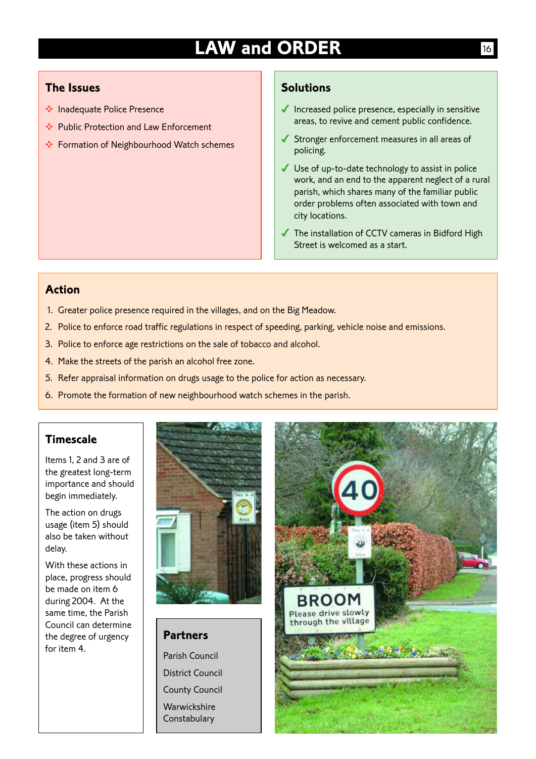# LAW and ORDER

## The Issues

- Inadequate Police Presence
- Public Protection and Law Enforcement
- Formation of Neighbourhood Watch schemes

## Solutions

- ✓ Increased police presence, especially in sensitive areas, to revive and cement public confidence.
- ✓ Stronger enforcement measures in all areas of policing.
- ✓ Use of up-to-date technology to assist in police work, and an end to the apparent neglect of a rural parish, which shares many of the familiar public order problems often associated with town and city locations.
- ✓ The installation of CCTV cameras in Bidford High Street is welcomed as a start.

## Action

1. Greater police presence required in the villages, and on the Big Meadow.
2. Police to enforce road traffic regulations in respect of speeding, parking, vehicle noise and emissions.
3. Police to enforce age restrictions on the sale of tobacco and alcohol.
4. Make the streets of the parish an alcohol free zone.
5. Refer appraisal information on drugs usage to the police for action as necessary.
6. Promote the formation of new neighbourhood watch schemes in the parish.

## Timescale

Items 1, 2 and 3 are of the greatest long-term importance and should begin immediately.

The action on drugs usage (item 5) should also be taken without delay.

With these actions in place, progress should be made on item 6 during 2004. At the same time, the Parish Council can determine the degree of urgency for item 4.

## Partners

Parish Council

District Council

County Council

Warwickshire Constabulary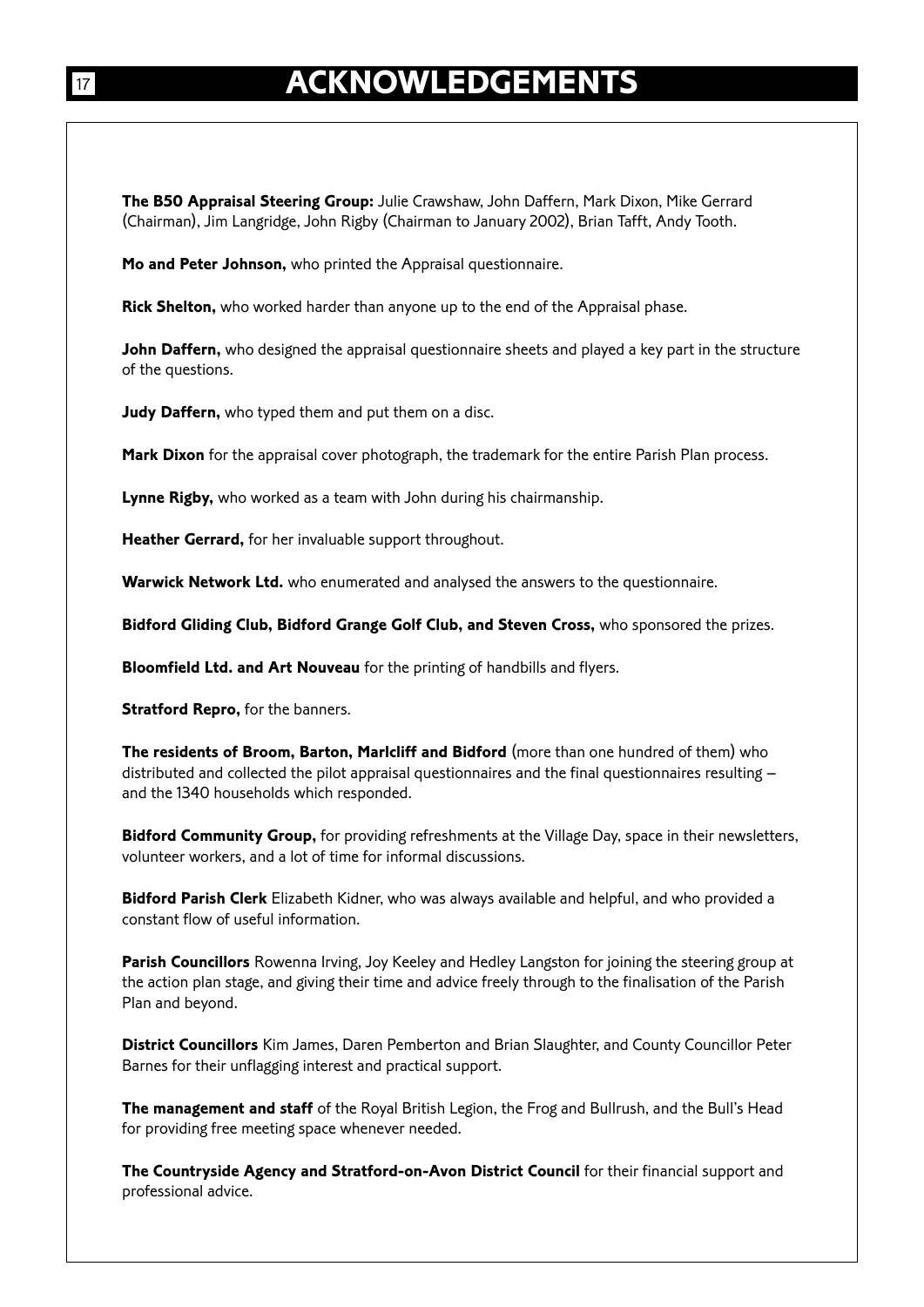# ACKNOWLEDGEMENTS

**The B50 Appraisal Steering Group:** Julie Crawshaw, John Daffern, Mark Dixon, Mike Gerrard (Chairman), Jim Langridge, John Rigby (Chairman to January 2002), Brian Tafft, Andy Tooth.

**Mo and Peter Johnson,** who printed the Appraisal questionnaire.

**Rick Shelton,** who worked harder than anyone up to the end of the Appraisal phase.

**John Daffern,** who designed the appraisal questionnaire sheets and played a key part in the structure of the questions.

**Judy Daffern,** who typed them and put them on a disc.

**Mark Dixon** for the appraisal cover photograph, the trademark for the entire Parish Plan process.

**Lynne Rigby,** who worked as a team with John during his chairmanship.

**Heather Gerrard,** for her invaluable support throughout.

**Warwick Network Ltd.** who enumerated and analysed the answers to the questionnaire.

**Bidford Gliding Club, Bidford Grange Golf Club, and Steven Cross,** who sponsored the prizes.

**Bloomfield Ltd. and Art Nouveau** for the printing of handbills and flyers.

**Stratford Repro,** for the banners.

**The residents of Broom, Barton, Marlcliff and Bidford** (more than one hundred of them) who distributed and collected the pilot appraisal questionnaires and the final questionnaires resulting – and the 1340 households which responded.

**Bidford Community Group,** for providing refreshments at the Village Day, space in their newsletters, volunteer workers, and a lot of time for informal discussions.

**Bidford Parish Clerk** Elizabeth Kidner, who was always available and helpful, and who provided a constant flow of useful information.

**Parish Councillors** Rowenna Irving, Joy Keeley and Hedley Langston for joining the steering group at the action plan stage, and giving their time and advice freely through to the finalisation of the Parish Plan and beyond.

**District Councillors** Kim James, Daren Pemberton and Brian Slaughter, and County Councillor Peter Barnes for their unflagging interest and practical support.

**The management and staff** of the Royal British Legion, the Frog and Bullrush, and the Bull's Head for providing free meeting space whenever needed.

**The Countryside Agency and Stratford-on-Avon District Council** for their financial support and professional advice.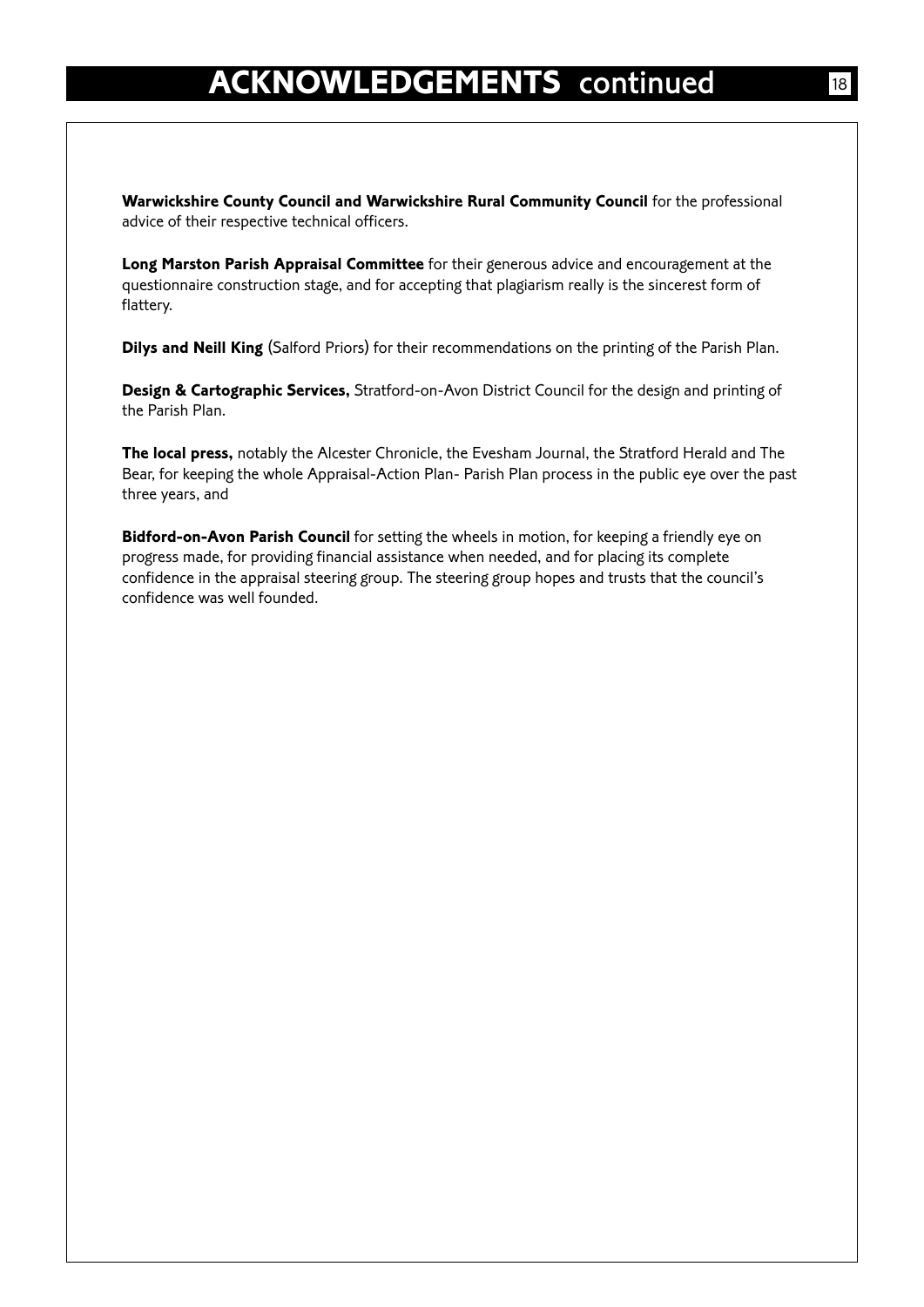# ACKNOWLEDGEMENTS continued

**Warwickshire County Council and Warwickshire Rural Community Council** for the professional advice of their respective technical officers.

**Long Marston Parish Appraisal Committee** for their generous advice and encouragement at the questionnaire construction stage, and for accepting that plagiarism really is the sincerest form of flattery.

**Dilys and Neill King** (Salford Priors) for their recommendations on the printing of the Parish Plan.

**Design & Cartographic Services,** Stratford-on-Avon District Council for the design and printing of the Parish Plan.

**The local press,** notably the Alcester Chronicle, the Evesham Journal, the Stratford Herald and The Bear, for keeping the whole Appraisal-Action Plan- Parish Plan process in the public eye over the past three years, and

**Bidford-on-Avon Parish Council** for setting the wheels in motion, for keeping a friendly eye on progress made, for providing financial assistance when needed, and for placing its complete confidence in the appraisal steering group. The steering group hopes and trusts that the council's confidence was well founded.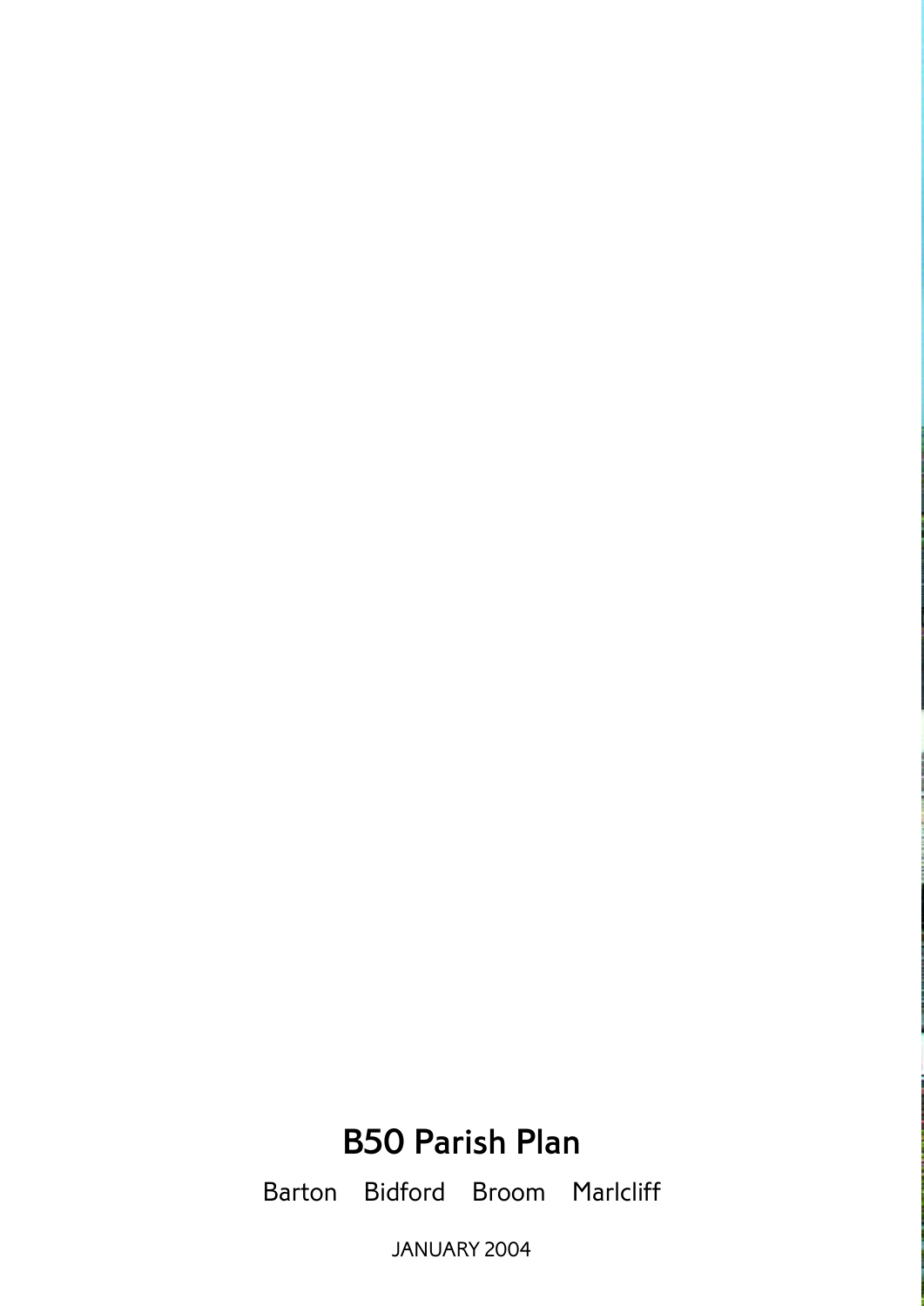# B50 Parish Plan

Barton Bidford Broom Marlcliff

JANUARY 2004